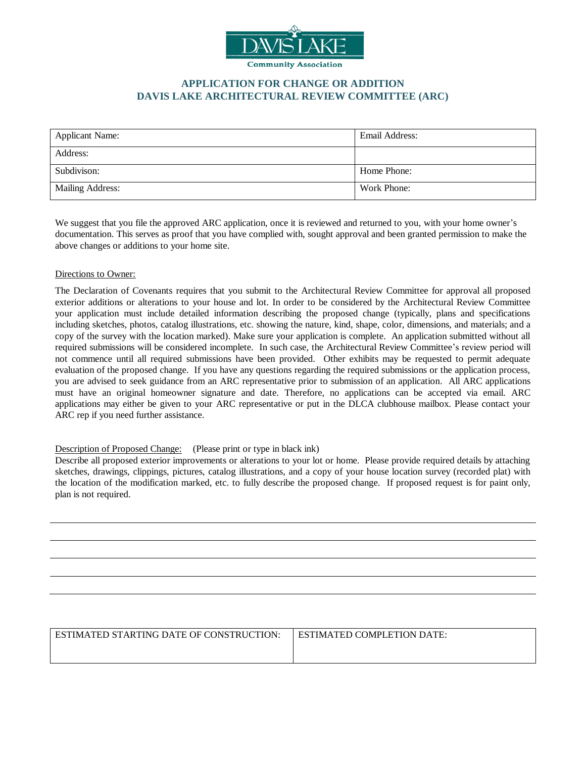DAVIS LAKE
Community Association

## APPLICATION FOR CHANGE OR ADDITION
## DAVIS LAKE ARCHITECTURAL REVIEW COMMITTEE (ARC)

| | |
|---|---|
| Applicant Name: | Email Address: |
| Address: | |
| Subdivison: | Home Phone: |
| Mailing Address: | Work Phone: |

We suggest that you file the approved ARC application, once it is reviewed and returned to you, with your home owner's documentation. This serves as proof that you have complied with, sought approval and been granted permission to make the above changes or additions to your home site.

Directions to Owner:

The Declaration of Covenants requires that you submit to the Architectural Review Committee for approval all proposed exterior additions or alterations to your house and lot. In order to be considered by the Architectural Review Committee your application must include detailed information describing the proposed change (typically, plans and specifications including sketches, photos, catalog illustrations, etc. showing the nature, kind, shape, color, dimensions, and materials; and a copy of the survey with the location marked). Make sure your application is complete. An application submitted without all required submissions will be considered incomplete. In such case, the Architectural Review Committee's review period will not commence until all required submissions have been provided. Other exhibits may be requested to permit adequate evaluation of the proposed change. If you have any questions regarding the required submissions or the application process, you are advised to seek guidance from an ARC representative prior to submission of an application. All ARC applications must have an original homeowner signature and date. Therefore, no applications can be accepted via email. ARC applications may either be given to your ARC representative or put in the DLCA clubhouse mailbox. Please contact your ARC rep if you need further assistance.

Description of Proposed Change: (Please print or type in black ink)
Describe all proposed exterior improvements or alterations to your lot or home. Please provide required details by attaching sketches, drawings, clippings, pictures, catalog illustrations, and a copy of your house location survey (recorded plat) with the location of the modification marked, etc. to fully describe the proposed change. If proposed request is for paint only, plan is not required.

_______________________________________________

_______________________________________________

_______________________________________________

_______________________________________________

_______________________________________________

| | |
|---|---|
| ESTIMATED STARTING DATE OF CONSTRUCTION: | ESTIMATED COMPLETION DATE: |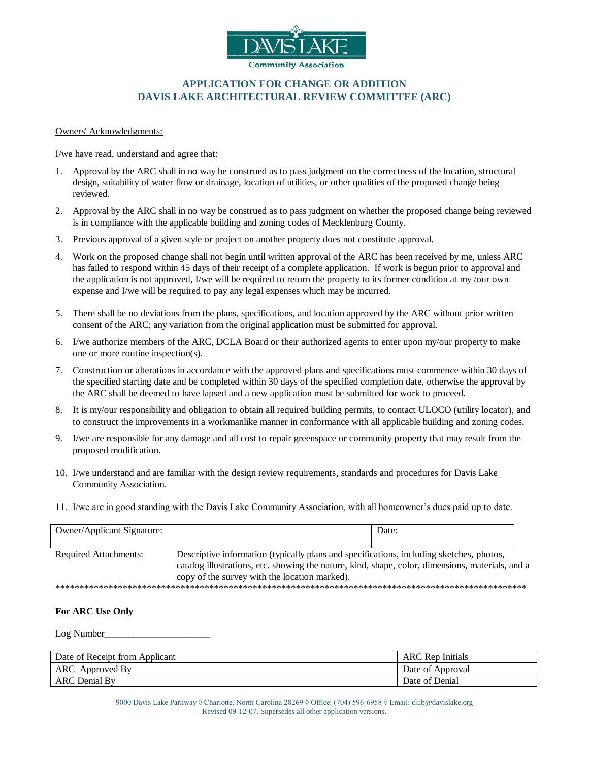DAVIS LAKE
Community Association

# APPLICATION FOR CHANGE OR ADDITION
## DAVIS LAKE ARCHITECTURAL REVIEW COMMITTEE (ARC)

Owners' Acknowledgments:

I/we have read, understand and agree that:

1. Approval by the ARC shall in no way be construed as to pass judgment on the correctness of the location, structural design, suitability of water flow or drainage, location of utilities, or other qualities of the proposed change being reviewed.
2. Approval by the ARC shall in no way be construed as to pass judgment on whether the proposed change being reviewed is in compliance with the applicable building and zoning codes of Mecklenburg County.
3. Previous approval of a given style or project on another property does not constitute approval.
4. Work on the proposed change shall not begin until written approval of the ARC has been received by me, unless ARC has failed to respond within 45 days of their receipt of a complete application. If work is begun prior to approval and the application is not approved, I/we will be required to return the property to its former condition at my /our own expense and I/we will be required to pay any legal expenses which may be incurred.
5. There shall be no deviations from the plans, specifications, and location approved by the ARC without prior written consent of the ARC; any variation from the original application must be submitted for approval.
6. I/we authorize members of the ARC, DCLA Board or their authorized agents to enter upon my/our property to make one or more routine inspection(s).
7. Construction or alterations in accordance with the approved plans and specifications must commence within 30 days of the specified starting date and be completed within 30 days of the specified completion date, otherwise the approval by the ARC shall be deemed to have lapsed and a new application must be submitted for work to proceed.
8. It is my/our responsibility and obligation to obtain all required building permits, to contact ULOCO (utility locator), and to construct the improvements in a workmanlike manner in conformance with all applicable building and zoning codes.
9. I/we are responsible for any damage and all cost to repair greenspace or community property that may result from the proposed modification.
10. I/we understand and are familiar with the design review requirements, standards and procedures for Davis Lake Community Association.
11. I/we are in good standing with the Davis Lake Community Association, with all homeowner's dues paid up to date.

| | |
|---|---|
| Owner/Applicant Signature: | Date: |

Required Attachments: Descriptive information (typically plans and specifications, including sketches, photos, catalog illustrations, etc. showing the nature, kind, shape, color, dimensions, materials, and a copy of the survey with the location marked).

****************************************************************************************************

**For ARC Use Only**

Log Number______________________

| | |
|---|---|
| Date of Receipt from Applicant | ARC Rep Initials |
| ARC Approved By | Date of Approval |
| ARC Denial By | Date of Denial |

9000 Davis Lake Parkway ◊ Charlotte, North Carolina 28269 ◊ Office: (704) 596-6958 ◊ Email: club@davislake.org
Revised 09-12-07. Supersedes all other application versions.